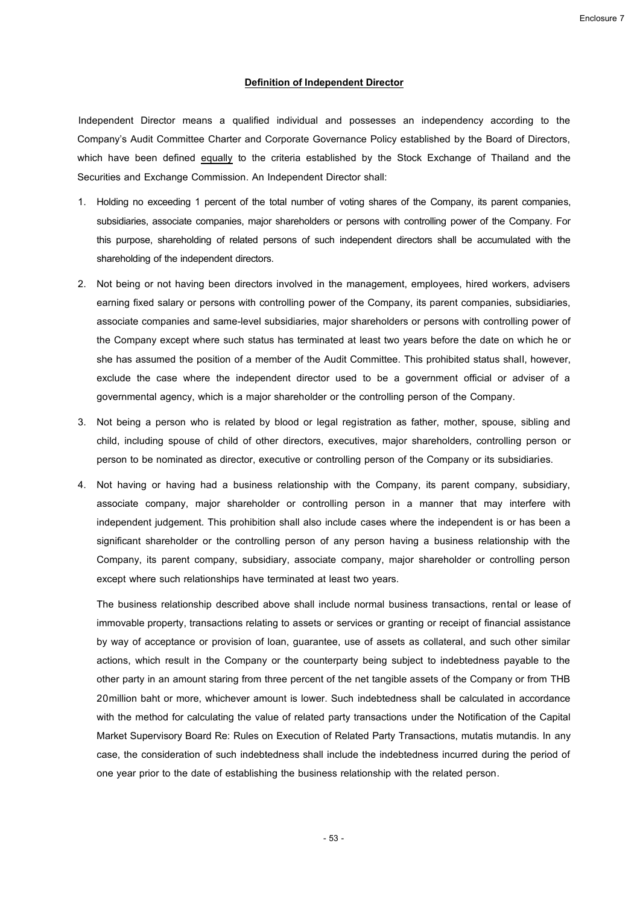Enclosure 7

**Definition of Independent Director**

Independent Director means a qualified individual and possesses an independency according to the Company's Audit Committee Charter and Corporate Governance Policy established by the Board of Directors, which have been defined <u>equally</u> to the criteria established by the Stock Exchange of Thailand and the Securities and Exchange Commission. An Independent Director shall:

1. Holding no exceeding 1 percent of the total number of voting shares of the Company, its parent companies, subsidiaries, associate companies, major shareholders or persons with controlling power of the Company. For this purpose, shareholding of related persons of such independent directors shall be accumulated with the shareholding of the independent directors.

2. Not being or not having been directors involved in the management, employees, hired workers, advisers earning fixed salary or persons with controlling power of the Company, its parent companies, subsidiaries, associate companies and same-level subsidiaries, major shareholders or persons with controlling power of the Company except where such status has terminated at least two years before the date on which he or she has assumed the position of a member of the Audit Committee. This prohibited status shall, however, exclude the case where the independent director used to be a government official or adviser of a governmental agency, which is a major shareholder or the controlling person of the Company.

3. Not being a person who is related by blood or legal registration as father, mother, spouse, sibling and child, including spouse of child of other directors, executives, major shareholders, controlling person or person to be nominated as director, executive or controlling person of the Company or its subsidiaries.

4. Not having or having had a business relationship with the Company, its parent company, subsidiary, associate company, major shareholder or controlling person in a manner that may interfere with independent judgement. This prohibition shall also include cases where the independent is or has been a significant shareholder or the controlling person of any person having a business relationship with the Company, its parent company, subsidiary, associate company, major shareholder or controlling person except where such relationships have terminated at least two years.

   The business relationship described above shall include normal business transactions, rental or lease of immovable property, transactions relating to assets or services or granting or receipt of financial assistance by way of acceptance or provision of loan, guarantee, use of assets as collateral, and such other similar actions, which result in the Company or the counterparty being subject to indebtedness payable to the other party in an amount staring from three percent of the net tangible assets of the Company or from THB 20million baht or more, whichever amount is lower. Such indebtedness shall be calculated in accordance with the method for calculating the value of related party transactions under the Notification of the Capital Market Supervisory Board Re: Rules on Execution of Related Party Transactions, mutatis mutandis. In any case, the consideration of such indebtedness shall include the indebtedness incurred during the period of one year prior to the date of establishing the business relationship with the related person.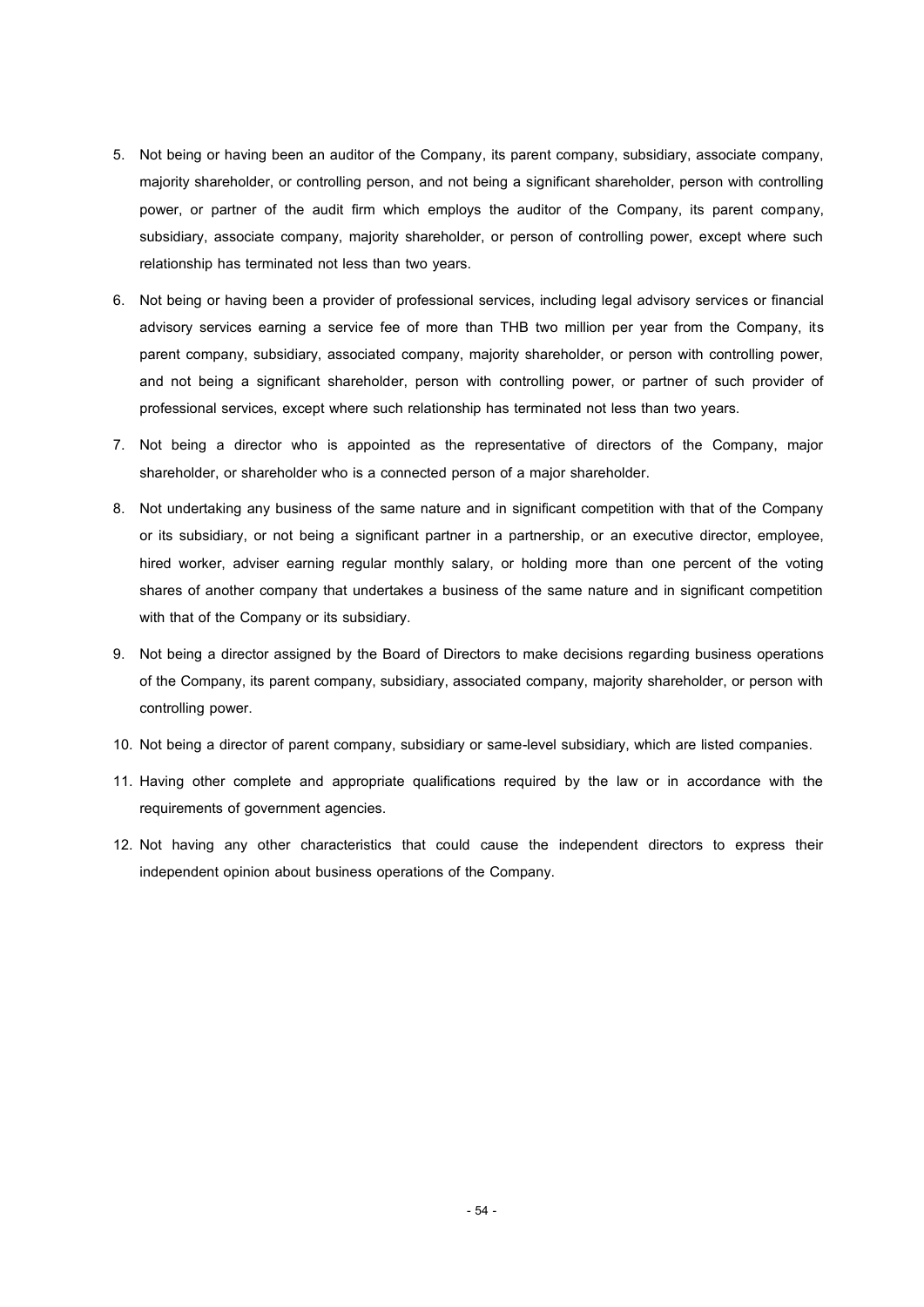5. Not being or having been an auditor of the Company, its parent company, subsidiary, associate company, majority shareholder, or controlling person, and not being a significant shareholder, person with controlling power, or partner of the audit firm which employs the auditor of the Company, its parent company, subsidiary, associate company, majority shareholder, or person of controlling power, except where such relationship has terminated not less than two years.
6. Not being or having been a provider of professional services, including legal advisory services or financial advisory services earning a service fee of more than THB two million per year from the Company, its parent company, subsidiary, associated company, majority shareholder, or person with controlling power, and not being a significant shareholder, person with controlling power, or partner of such provider of professional services, except where such relationship has terminated not less than two years.
7. Not being a director who is appointed as the representative of directors of the Company, major shareholder, or shareholder who is a connected person of a major shareholder.
8. Not undertaking any business of the same nature and in significant competition with that of the Company or its subsidiary, or not being a significant partner in a partnership, or an executive director, employee, hired worker, adviser earning regular monthly salary, or holding more than one percent of the voting shares of another company that undertakes a business of the same nature and in significant competition with that of the Company or its subsidiary.
9. Not being a director assigned by the Board of Directors to make decisions regarding business operations of the Company, its parent company, subsidiary, associated company, majority shareholder, or person with controlling power.
10. Not being a director of parent company, subsidiary or same-level subsidiary, which are listed companies.
11. Having other complete and appropriate qualifications required by the law or in accordance with the requirements of government agencies.
12. Not having any other characteristics that could cause the independent directors to express their independent opinion about business operations of the Company.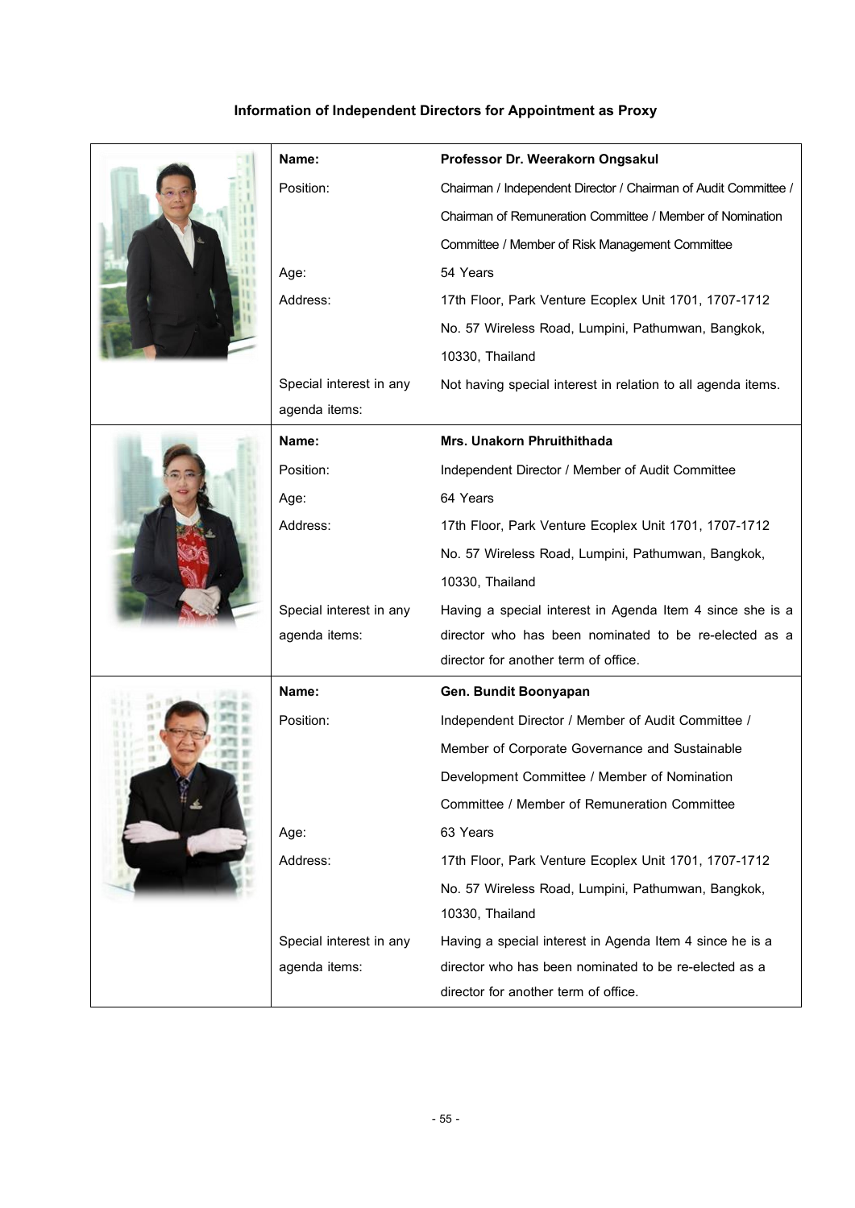## Information of Independent Directors for Appointment as Proxy

| | | |
|---|---|---|
| | **Name:** | **Professor Dr. Weerakorn Ongsakul** |
| | Position: | Chairman / Independent Director / Chairman of Audit Committee / Chairman of Remuneration Committee / Member of Nomination Committee / Member of Risk Management Committee |
| | Age: | 54 Years |
| | Address: | 17th Floor, Park Venture Ecoplex Unit 1701, 1707-1712 No. 57 Wireless Road, Lumpini, Pathumwan, Bangkok, 10330, Thailand |
| | Special interest in any agenda items: | Not having special interest in relation to all agenda items. |
| | **Name:** | **Mrs. Unakorn Phruithithada** |
| | Position: | Independent Director / Member of Audit Committee |
| | Age: | 64 Years |
| | Address: | 17th Floor, Park Venture Ecoplex Unit 1701, 1707-1712 No. 57 Wireless Road, Lumpini, Pathumwan, Bangkok, 10330, Thailand |
| | Special interest in any agenda items: | Having a special interest in Agenda Item 4 since she is a director who has been nominated to be re-elected as a director for another term of office. |
| | **Name:** | **Gen. Bundit Boonyapan** |
| | Position: | Independent Director / Member of Audit Committee / Member of Corporate Governance and Sustainable Development Committee / Member of Nomination Committee / Member of Remuneration Committee |
| | Age: | 63 Years |
| | Address: | 17th Floor, Park Venture Ecoplex Unit 1701, 1707-1712 No. 57 Wireless Road, Lumpini, Pathumwan, Bangkok, 10330, Thailand |
| | Special interest in any agenda items: | Having a special interest in Agenda Item 4 since he is a director who has been nominated to be re-elected as a director for another term of office. |